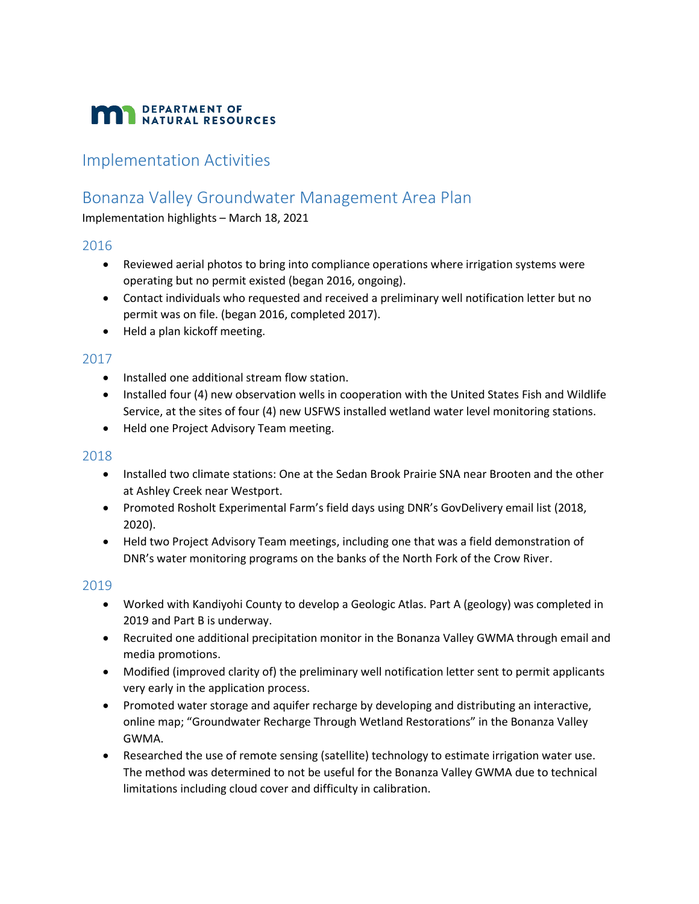DEPARTMENT OF NATURAL RESOURCES

# Implementation Activities

## Bonanza Valley Groundwater Management Area Plan

Implementation highlights – March 18, 2021

### 2016

- Reviewed aerial photos to bring into compliance operations where irrigation systems were operating but no permit existed (began 2016, ongoing).
- Contact individuals who requested and received a preliminary well notification letter but no permit was on file. (began 2016, completed 2017).
- Held a plan kickoff meeting.

### 2017

- Installed one additional stream flow station.
- Installed four (4) new observation wells in cooperation with the United States Fish and Wildlife Service, at the sites of four (4) new USFWS installed wetland water level monitoring stations.
- Held one Project Advisory Team meeting.

### 2018

- Installed two climate stations: One at the Sedan Brook Prairie SNA near Brooten and the other at Ashley Creek near Westport.
- Promoted Rosholt Experimental Farm's field days using DNR's GovDelivery email list (2018, 2020).
- Held two Project Advisory Team meetings, including one that was a field demonstration of DNR's water monitoring programs on the banks of the North Fork of the Crow River.

### 2019

- Worked with Kandiyohi County to develop a Geologic Atlas. Part A (geology) was completed in 2019 and Part B is underway.
- Recruited one additional precipitation monitor in the Bonanza Valley GWMA through email and media promotions.
- Modified (improved clarity of) the preliminary well notification letter sent to permit applicants very early in the application process.
- Promoted water storage and aquifer recharge by developing and distributing an interactive, online map; "Groundwater Recharge Through Wetland Restorations" in the Bonanza Valley GWMA.
- Researched the use of remote sensing (satellite) technology to estimate irrigation water use. The method was determined to not be useful for the Bonanza Valley GWMA due to technical limitations including cloud cover and difficulty in calibration.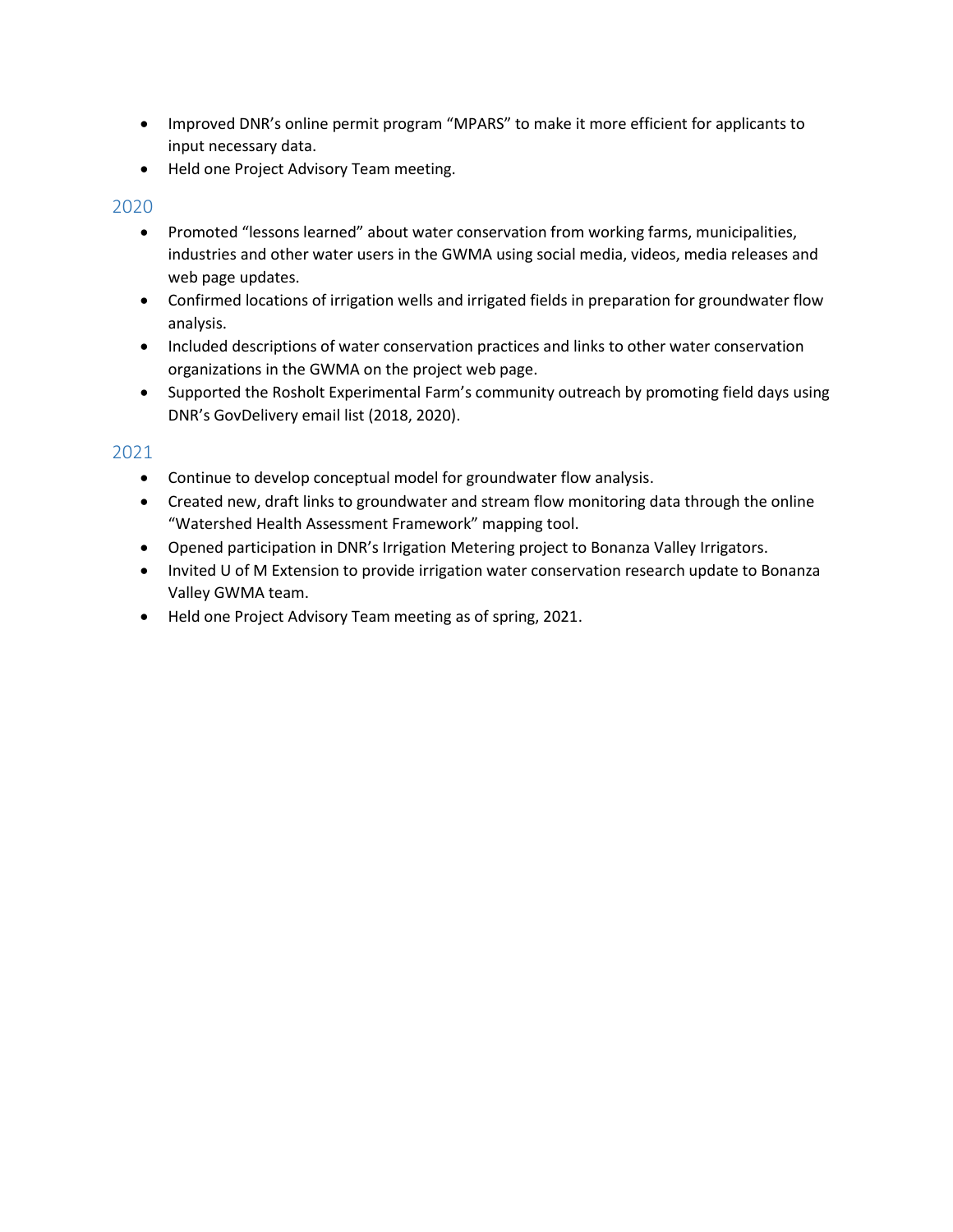- Improved DNR's online permit program "MPARS" to make it more efficient for applicants to input necessary data.
- Held one Project Advisory Team meeting.

## 2020

- Promoted "lessons learned" about water conservation from working farms, municipalities, industries and other water users in the GWMA using social media, videos, media releases and web page updates.
- Confirmed locations of irrigation wells and irrigated fields in preparation for groundwater flow analysis.
- Included descriptions of water conservation practices and links to other water conservation organizations in the GWMA on the project web page.
- Supported the Rosholt Experimental Farm's community outreach by promoting field days using DNR's GovDelivery email list (2018, 2020).

## 2021

- Continue to develop conceptual model for groundwater flow analysis.
- Created new, draft links to groundwater and stream flow monitoring data through the online "Watershed Health Assessment Framework" mapping tool.
- Opened participation in DNR's Irrigation Metering project to Bonanza Valley Irrigators.
- Invited U of M Extension to provide irrigation water conservation research update to Bonanza Valley GWMA team.
- Held one Project Advisory Team meeting as of spring, 2021.